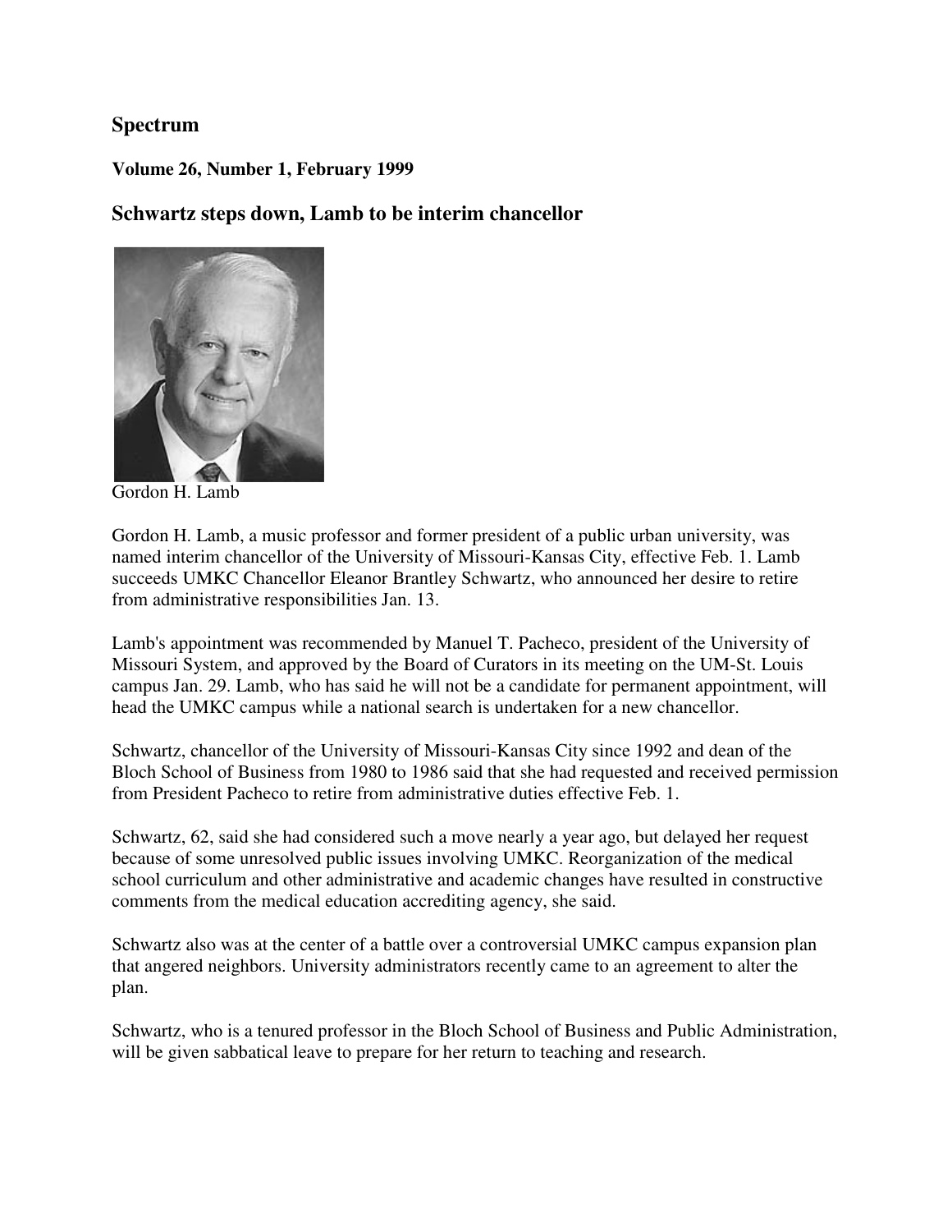# Spectrum

### Volume 26, Number 1, February 1999

## Schwartz steps down, Lamb to be interim chancellor

Gordon H. Lamb

Gordon H. Lamb, a music professor and former president of a public urban university, was named interim chancellor of the University of Missouri-Kansas City, effective Feb. 1. Lamb succeeds UMKC Chancellor Eleanor Brantley Schwartz, who announced her desire to retire from administrative responsibilities Jan. 13.

Lamb's appointment was recommended by Manuel T. Pacheco, president of the University of Missouri System, and approved by the Board of Curators in its meeting on the UM-St. Louis campus Jan. 29. Lamb, who has said he will not be a candidate for permanent appointment, will head the UMKC campus while a national search is undertaken for a new chancellor.

Schwartz, chancellor of the University of Missouri-Kansas City since 1992 and dean of the Bloch School of Business from 1980 to 1986 said that she had requested and received permission from President Pacheco to retire from administrative duties effective Feb. 1.

Schwartz, 62, said she had considered such a move nearly a year ago, but delayed her request because of some unresolved public issues involving UMKC. Reorganization of the medical school curriculum and other administrative and academic changes have resulted in constructive comments from the medical education accrediting agency, she said.

Schwartz also was at the center of a battle over a controversial UMKC campus expansion plan that angered neighbors. University administrators recently came to an agreement to alter the plan.

Schwartz, who is a tenured professor in the Bloch School of Business and Public Administration, will be given sabbatical leave to prepare for her return to teaching and research.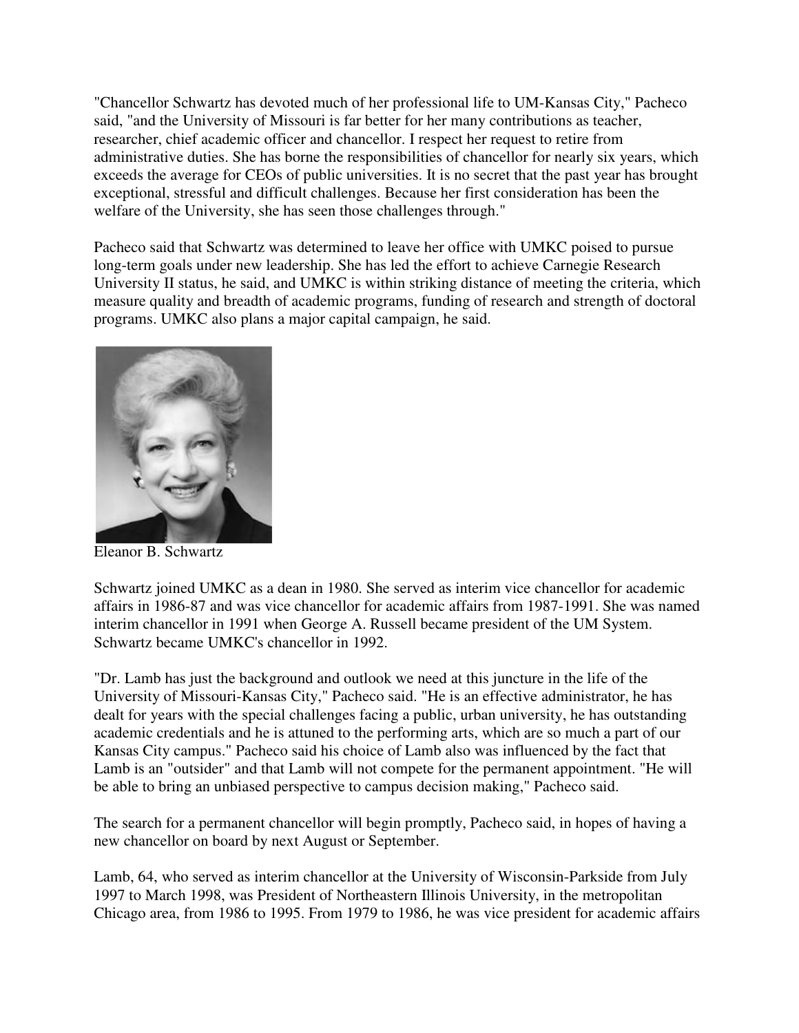"Chancellor Schwartz has devoted much of her professional life to UM-Kansas City," Pacheco said, "and the University of Missouri is far better for her many contributions as teacher, researcher, chief academic officer and chancellor. I respect her request to retire from administrative duties. She has borne the responsibilities of chancellor for nearly six years, which exceeds the average for CEOs of public universities. It is no secret that the past year has brought exceptional, stressful and difficult challenges. Because her first consideration has been the welfare of the University, she has seen those challenges through."

Pacheco said that Schwartz was determined to leave her office with UMKC poised to pursue long-term goals under new leadership. She has led the effort to achieve Carnegie Research University II status, he said, and UMKC is within striking distance of meeting the criteria, which measure quality and breadth of academic programs, funding of research and strength of doctoral programs. UMKC also plans a major capital campaign, he said.

Eleanor B. Schwartz

Schwartz joined UMKC as a dean in 1980. She served as interim vice chancellor for academic affairs in 1986-87 and was vice chancellor for academic affairs from 1987-1991. She was named interim chancellor in 1991 when George A. Russell became president of the UM System. Schwartz became UMKC's chancellor in 1992.

"Dr. Lamb has just the background and outlook we need at this juncture in the life of the University of Missouri-Kansas City," Pacheco said. "He is an effective administrator, he has dealt for years with the special challenges facing a public, urban university, he has outstanding academic credentials and he is attuned to the performing arts, which are so much a part of our Kansas City campus." Pacheco said his choice of Lamb also was influenced by the fact that Lamb is an "outsider" and that Lamb will not compete for the permanent appointment. "He will be able to bring an unbiased perspective to campus decision making," Pacheco said.

The search for a permanent chancellor will begin promptly, Pacheco said, in hopes of having a new chancellor on board by next August or September.

Lamb, 64, who served as interim chancellor at the University of Wisconsin-Parkside from July 1997 to March 1998, was President of Northeastern Illinois University, in the metropolitan Chicago area, from 1986 to 1995. From 1979 to 1986, he was vice president for academic affairs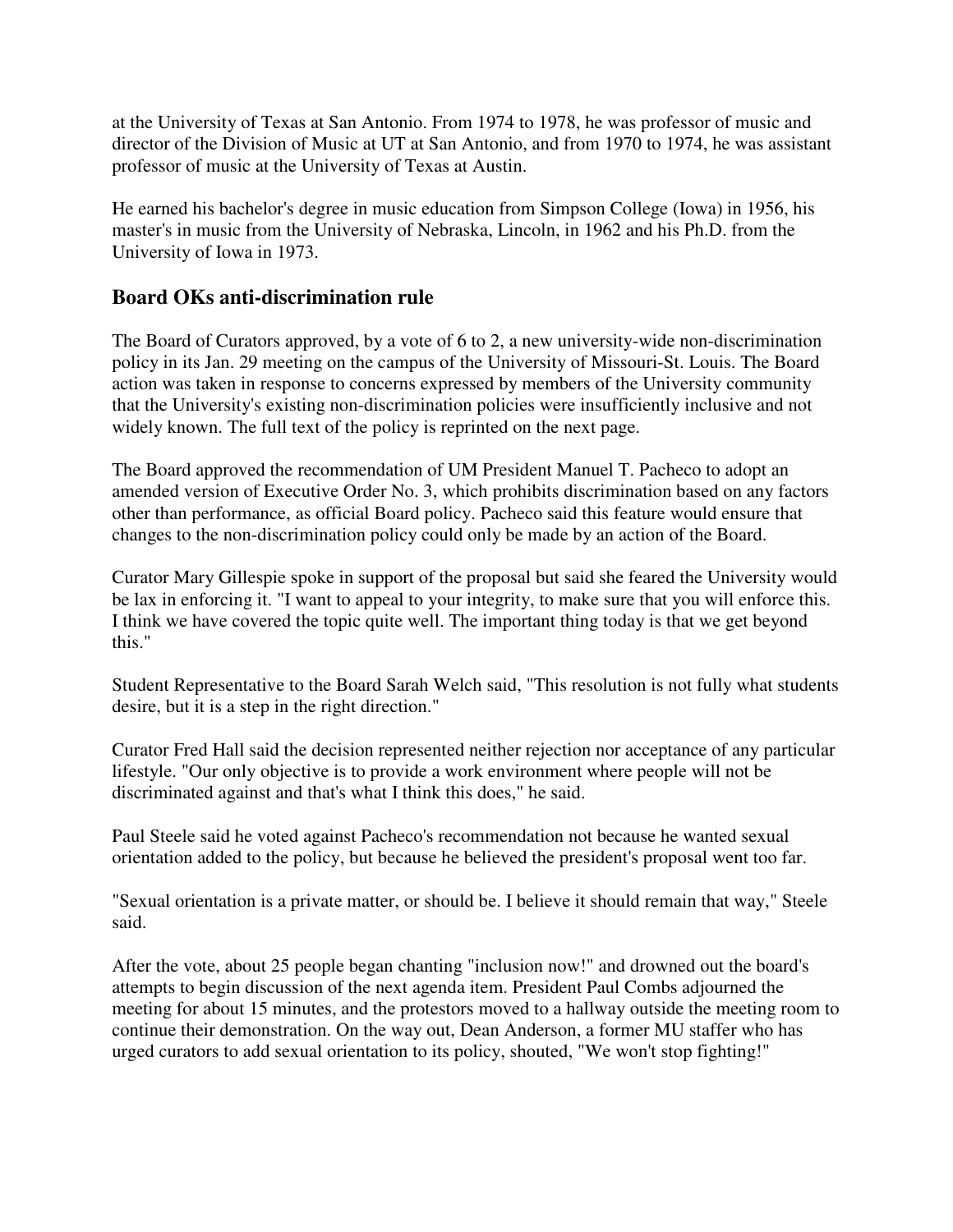at the University of Texas at San Antonio. From 1974 to 1978, he was professor of music and director of the Division of Music at UT at San Antonio, and from 1970 to 1974, he was assistant professor of music at the University of Texas at Austin.

He earned his bachelor's degree in music education from Simpson College (Iowa) in 1956, his master's in music from the University of Nebraska, Lincoln, in 1962 and his Ph.D. from the University of Iowa in 1973.

## Board OKs anti-discrimination rule

The Board of Curators approved, by a vote of 6 to 2, a new university-wide non-discrimination policy in its Jan. 29 meeting on the campus of the University of Missouri-St. Louis. The Board action was taken in response to concerns expressed by members of the University community that the University's existing non-discrimination policies were insufficiently inclusive and not widely known. The full text of the policy is reprinted on the next page.

The Board approved the recommendation of UM President Manuel T. Pacheco to adopt an amended version of Executive Order No. 3, which prohibits discrimination based on any factors other than performance, as official Board policy. Pacheco said this feature would ensure that changes to the non-discrimination policy could only be made by an action of the Board.

Curator Mary Gillespie spoke in support of the proposal but said she feared the University would be lax in enforcing it. "I want to appeal to your integrity, to make sure that you will enforce this. I think we have covered the topic quite well. The important thing today is that we get beyond this."

Student Representative to the Board Sarah Welch said, "This resolution is not fully what students desire, but it is a step in the right direction."

Curator Fred Hall said the decision represented neither rejection nor acceptance of any particular lifestyle. "Our only objective is to provide a work environment where people will not be discriminated against and that's what I think this does," he said.

Paul Steele said he voted against Pacheco's recommendation not because he wanted sexual orientation added to the policy, but because he believed the president's proposal went too far.

"Sexual orientation is a private matter, or should be. I believe it should remain that way," Steele said.

After the vote, about 25 people began chanting "inclusion now!" and drowned out the board's attempts to begin discussion of the next agenda item. President Paul Combs adjourned the meeting for about 15 minutes, and the protestors moved to a hallway outside the meeting room to continue their demonstration. On the way out, Dean Anderson, a former MU staffer who has urged curators to add sexual orientation to its policy, shouted, "We won't stop fighting!"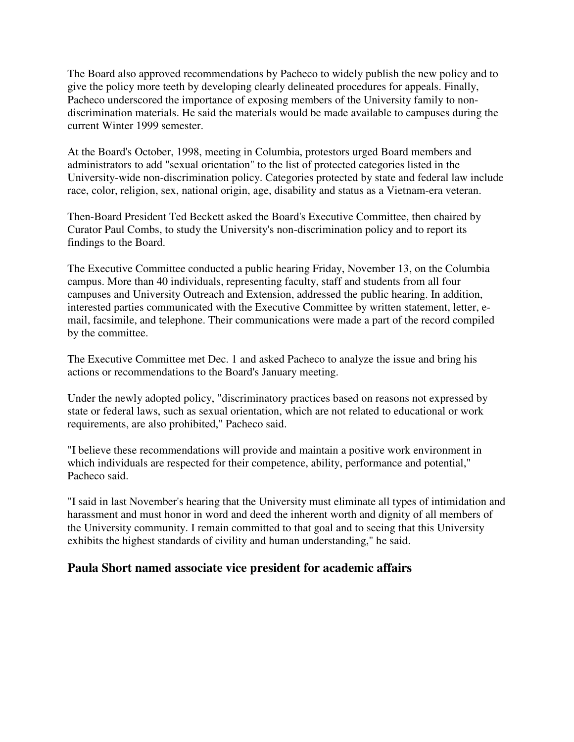The Board also approved recommendations by Pacheco to widely publish the new policy and to give the policy more teeth by developing clearly delineated procedures for appeals. Finally, Pacheco underscored the importance of exposing members of the University family to non-discrimination materials. He said the materials would be made available to campuses during the current Winter 1999 semester.

At the Board's October, 1998, meeting in Columbia, protestors urged Board members and administrators to add "sexual orientation" to the list of protected categories listed in the University-wide non-discrimination policy. Categories protected by state and federal law include race, color, religion, sex, national origin, age, disability and status as a Vietnam-era veteran.

Then-Board President Ted Beckett asked the Board's Executive Committee, then chaired by Curator Paul Combs, to study the University's non-discrimination policy and to report its findings to the Board.

The Executive Committee conducted a public hearing Friday, November 13, on the Columbia campus. More than 40 individuals, representing faculty, staff and students from all four campuses and University Outreach and Extension, addressed the public hearing. In addition, interested parties communicated with the Executive Committee by written statement, letter, e-mail, facsimile, and telephone. Their communications were made a part of the record compiled by the committee.

The Executive Committee met Dec. 1 and asked Pacheco to analyze the issue and bring his actions or recommendations to the Board's January meeting.

Under the newly adopted policy, "discriminatory practices based on reasons not expressed by state or federal laws, such as sexual orientation, which are not related to educational or work requirements, are also prohibited," Pacheco said.

"I believe these recommendations will provide and maintain a positive work environment in which individuals are respected for their competence, ability, performance and potential," Pacheco said.

"I said in last November's hearing that the University must eliminate all types of intimidation and harassment and must honor in word and deed the inherent worth and dignity of all members of the University community. I remain committed to that goal and to seeing that this University exhibits the highest standards of civility and human understanding," he said.

## Paula Short named associate vice president for academic affairs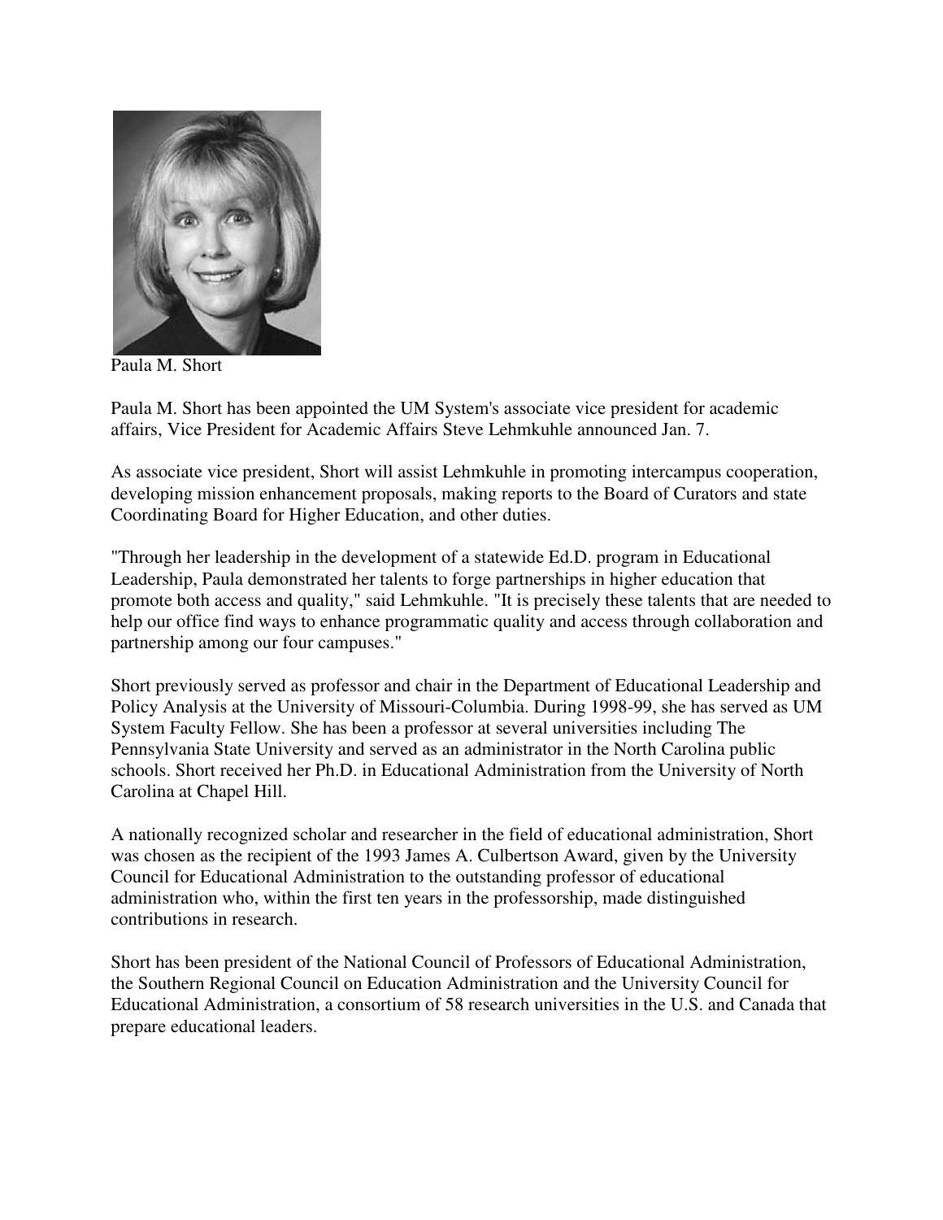Paula M. Short

Paula M. Short has been appointed the UM System's associate vice president for academic affairs, Vice President for Academic Affairs Steve Lehmkuhle announced Jan. 7.

As associate vice president, Short will assist Lehmkuhle in promoting intercampus cooperation, developing mission enhancement proposals, making reports to the Board of Curators and state Coordinating Board for Higher Education, and other duties.

"Through her leadership in the development of a statewide Ed.D. program in Educational Leadership, Paula demonstrated her talents to forge partnerships in higher education that promote both access and quality," said Lehmkuhle. "It is precisely these talents that are needed to help our office find ways to enhance programmatic quality and access through collaboration and partnership among our four campuses."

Short previously served as professor and chair in the Department of Educational Leadership and Policy Analysis at the University of Missouri-Columbia. During 1998-99, she has served as UM System Faculty Fellow. She has been a professor at several universities including The Pennsylvania State University and served as an administrator in the North Carolina public schools. Short received her Ph.D. in Educational Administration from the University of North Carolina at Chapel Hill.

A nationally recognized scholar and researcher in the field of educational administration, Short was chosen as the recipient of the 1993 James A. Culbertson Award, given by the University Council for Educational Administration to the outstanding professor of educational administration who, within the first ten years in the professorship, made distinguished contributions in research.

Short has been president of the National Council of Professors of Educational Administration, the Southern Regional Council on Education Administration and the University Council for Educational Administration, a consortium of 58 research universities in the U.S. and Canada that prepare educational leaders.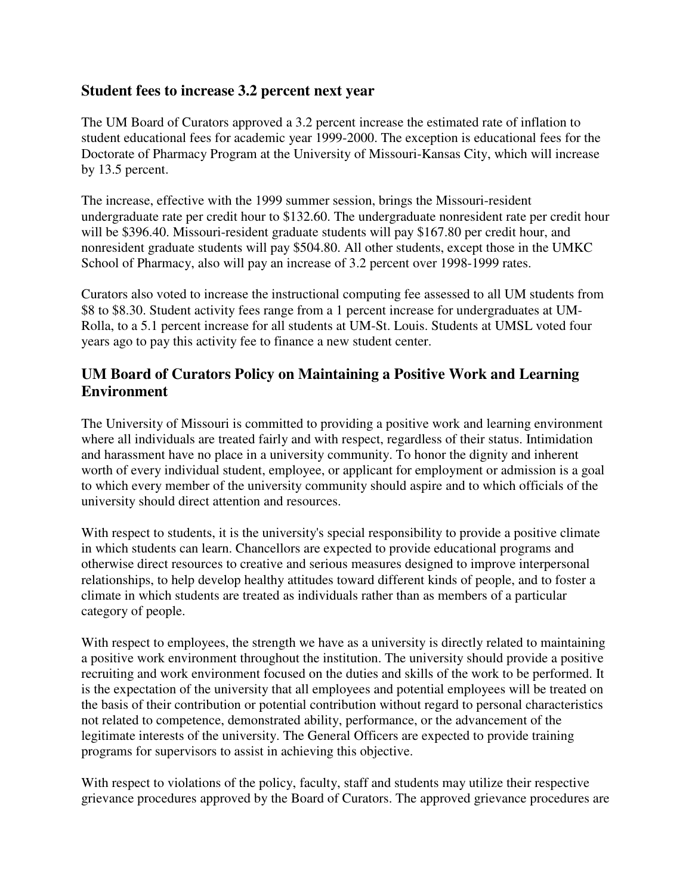## Student fees to increase 3.2 percent next year

The UM Board of Curators approved a 3.2 percent increase the estimated rate of inflation to student educational fees for academic year 1999-2000. The exception is educational fees for the Doctorate of Pharmacy Program at the University of Missouri-Kansas City, which will increase by 13.5 percent.

The increase, effective with the 1999 summer session, brings the Missouri-resident undergraduate rate per credit hour to $132.60. The undergraduate nonresident rate per credit hour will be $396.40. Missouri-resident graduate students will pay $167.80 per credit hour, and nonresident graduate students will pay $504.80. All other students, except those in the UMKC School of Pharmacy, also will pay an increase of 3.2 percent over 1998-1999 rates.

Curators also voted to increase the instructional computing fee assessed to all UM students from $8 to $8.30. Student activity fees range from a 1 percent increase for undergraduates at UM-Rolla, to a 5.1 percent increase for all students at UM-St. Louis. Students at UMSL voted four years ago to pay this activity fee to finance a new student center.

## UM Board of Curators Policy on Maintaining a Positive Work and Learning Environment

The University of Missouri is committed to providing a positive work and learning environment where all individuals are treated fairly and with respect, regardless of their status. Intimidation and harassment have no place in a university community. To honor the dignity and inherent worth of every individual student, employee, or applicant for employment or admission is a goal to which every member of the university community should aspire and to which officials of the university should direct attention and resources.

With respect to students, it is the university's special responsibility to provide a positive climate in which students can learn. Chancellors are expected to provide educational programs and otherwise direct resources to creative and serious measures designed to improve interpersonal relationships, to help develop healthy attitudes toward different kinds of people, and to foster a climate in which students are treated as individuals rather than as members of a particular category of people.

With respect to employees, the strength we have as a university is directly related to maintaining a positive work environment throughout the institution. The university should provide a positive recruiting and work environment focused on the duties and skills of the work to be performed. It is the expectation of the university that all employees and potential employees will be treated on the basis of their contribution or potential contribution without regard to personal characteristics not related to competence, demonstrated ability, performance, or the advancement of the legitimate interests of the university. The General Officers are expected to provide training programs for supervisors to assist in achieving this objective.

With respect to violations of the policy, faculty, staff and students may utilize their respective grievance procedures approved by the Board of Curators. The approved grievance procedures are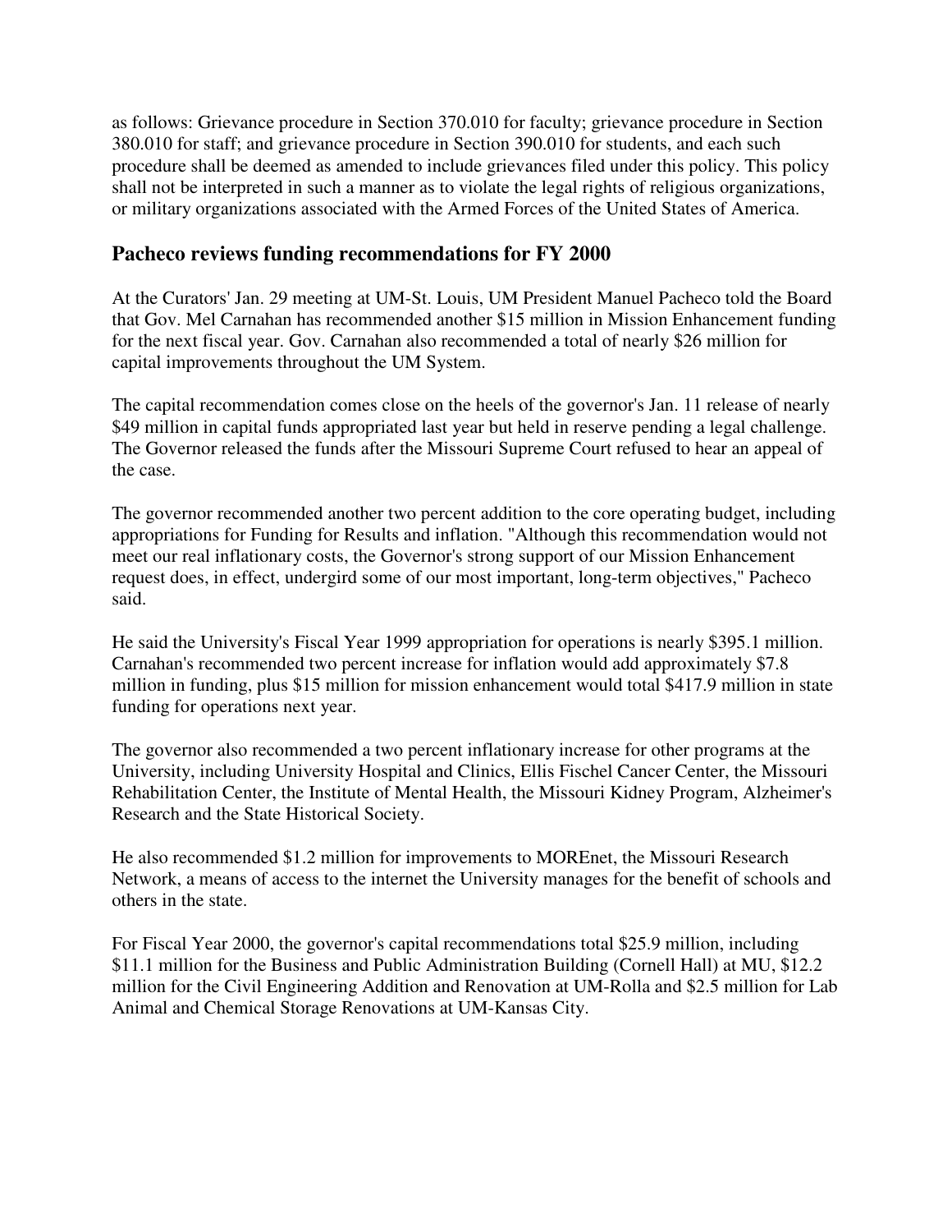as follows: Grievance procedure in Section 370.010 for faculty; grievance procedure in Section 380.010 for staff; and grievance procedure in Section 390.010 for students, and each such procedure shall be deemed as amended to include grievances filed under this policy. This policy shall not be interpreted in such a manner as to violate the legal rights of religious organizations, or military organizations associated with the Armed Forces of the United States of America.

## Pacheco reviews funding recommendations for FY 2000

At the Curators' Jan. 29 meeting at UM-St. Louis, UM President Manuel Pacheco told the Board that Gov. Mel Carnahan has recommended another $15 million in Mission Enhancement funding for the next fiscal year. Gov. Carnahan also recommended a total of nearly $26 million for capital improvements throughout the UM System.

The capital recommendation comes close on the heels of the governor's Jan. 11 release of nearly $49 million in capital funds appropriated last year but held in reserve pending a legal challenge. The Governor released the funds after the Missouri Supreme Court refused to hear an appeal of the case.

The governor recommended another two percent addition to the core operating budget, including appropriations for Funding for Results and inflation. "Although this recommendation would not meet our real inflationary costs, the Governor's strong support of our Mission Enhancement request does, in effect, undergird some of our most important, long-term objectives," Pacheco said.

He said the University's Fiscal Year 1999 appropriation for operations is nearly $395.1 million. Carnahan's recommended two percent increase for inflation would add approximately $7.8 million in funding, plus $15 million for mission enhancement would total $417.9 million in state funding for operations next year.

The governor also recommended a two percent inflationary increase for other programs at the University, including University Hospital and Clinics, Ellis Fischel Cancer Center, the Missouri Rehabilitation Center, the Institute of Mental Health, the Missouri Kidney Program, Alzheimer's Research and the State Historical Society.

He also recommended $1.2 million for improvements to MOREnet, the Missouri Research Network, a means of access to the internet the University manages for the benefit of schools and others in the state.

For Fiscal Year 2000, the governor's capital recommendations total $25.9 million, including $11.1 million for the Business and Public Administration Building (Cornell Hall) at MU, $12.2 million for the Civil Engineering Addition and Renovation at UM-Rolla and $2.5 million for Lab Animal and Chemical Storage Renovations at UM-Kansas City.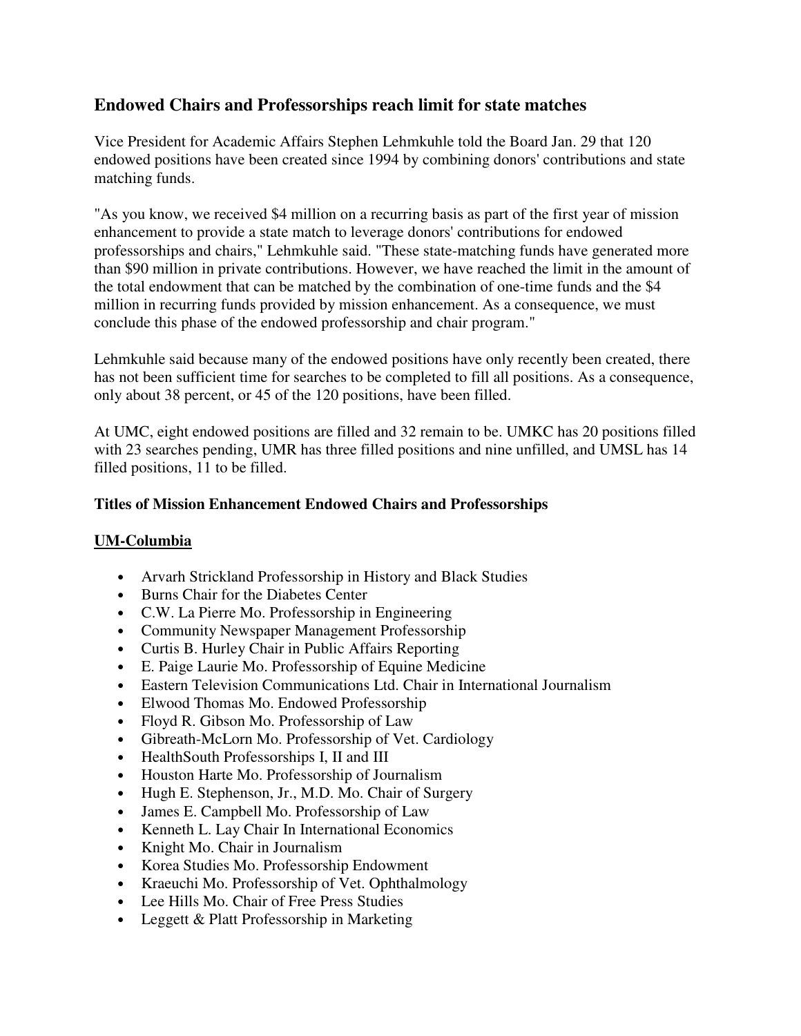## Endowed Chairs and Professorships reach limit for state matches

Vice President for Academic Affairs Stephen Lehmkuhle told the Board Jan. 29 that 120 endowed positions have been created since 1994 by combining donors' contributions and state matching funds.

"As you know, we received $4 million on a recurring basis as part of the first year of mission enhancement to provide a state match to leverage donors' contributions for endowed professorships and chairs," Lehmkuhle said. "These state-matching funds have generated more than $90 million in private contributions. However, we have reached the limit in the amount of the total endowment that can be matched by the combination of one-time funds and the $4 million in recurring funds provided by mission enhancement. As a consequence, we must conclude this phase of the endowed professorship and chair program."

Lehmkuhle said because many of the endowed positions have only recently been created, there has not been sufficient time for searches to be completed to fill all positions. As a consequence, only about 38 percent, or 45 of the 120 positions, have been filled.

At UMC, eight endowed positions are filled and 32 remain to be. UMKC has 20 positions filled with 23 searches pending, UMR has three filled positions and nine unfilled, and UMSL has 14 filled positions, 11 to be filled.

**Titles of Mission Enhancement Endowed Chairs and Professorships**

**UM-Columbia**

- Arvarh Strickland Professorship in History and Black Studies
- Burns Chair for the Diabetes Center
- C.W. La Pierre Mo. Professorship in Engineering
- Community Newspaper Management Professorship
- Curtis B. Hurley Chair in Public Affairs Reporting
- E. Paige Laurie Mo. Professorship of Equine Medicine
- Eastern Television Communications Ltd. Chair in International Journalism
- Elwood Thomas Mo. Endowed Professorship
- Floyd R. Gibson Mo. Professorship of Law
- Gibreath-McLorn Mo. Professorship of Vet. Cardiology
- HealthSouth Professorships I, II and III
- Houston Harte Mo. Professorship of Journalism
- Hugh E. Stephenson, Jr., M.D. Mo. Chair of Surgery
- James E. Campbell Mo. Professorship of Law
- Kenneth L. Lay Chair In International Economics
- Knight Mo. Chair in Journalism
- Korea Studies Mo. Professorship Endowment
- Kraeuchi Mo. Professorship of Vet. Ophthalmology
- Lee Hills Mo. Chair of Free Press Studies
- Leggett & Platt Professorship in Marketing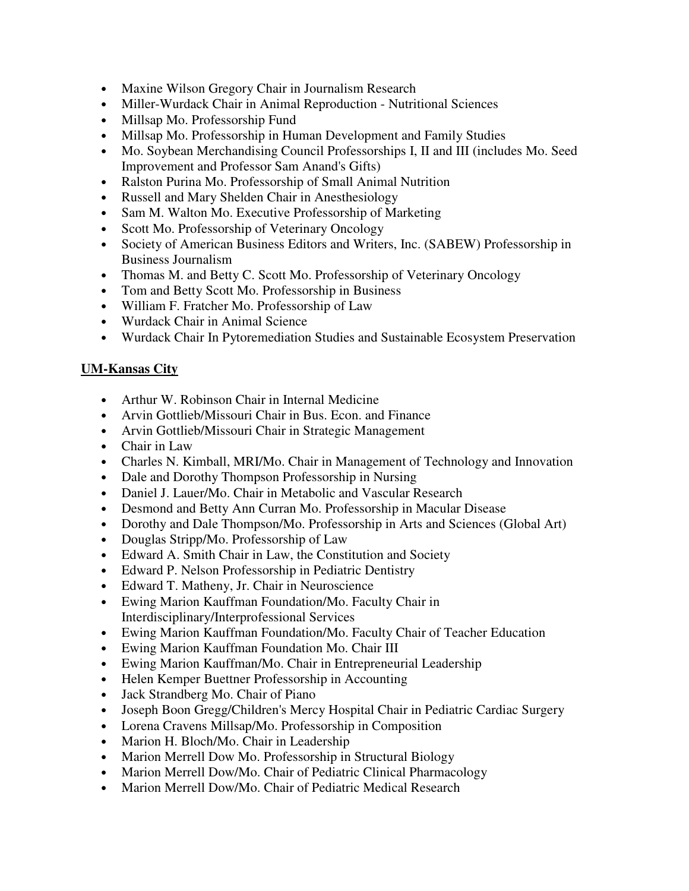- Maxine Wilson Gregory Chair in Journalism Research
- Miller-Wurdack Chair in Animal Reproduction - Nutritional Sciences
- Millsap Mo. Professorship Fund
- Millsap Mo. Professorship in Human Development and Family Studies
- Mo. Soybean Merchandising Council Professorships I, II and III (includes Mo. Seed Improvement and Professor Sam Anand's Gifts)
- Ralston Purina Mo. Professorship of Small Animal Nutrition
- Russell and Mary Shelden Chair in Anesthesiology
- Sam M. Walton Mo. Executive Professorship of Marketing
- Scott Mo. Professorship of Veterinary Oncology
- Society of American Business Editors and Writers, Inc. (SABEW) Professorship in Business Journalism
- Thomas M. and Betty C. Scott Mo. Professorship of Veterinary Oncology
- Tom and Betty Scott Mo. Professorship in Business
- William F. Fratcher Mo. Professorship of Law
- Wurdack Chair in Animal Science
- Wurdack Chair In Pytoremediation Studies and Sustainable Ecosystem Preservation

**UM-Kansas City**

- Arthur W. Robinson Chair in Internal Medicine
- Arvin Gottlieb/Missouri Chair in Bus. Econ. and Finance
- Arvin Gottlieb/Missouri Chair in Strategic Management
- Chair in Law
- Charles N. Kimball, MRI/Mo. Chair in Management of Technology and Innovation
- Dale and Dorothy Thompson Professorship in Nursing
- Daniel J. Lauer/Mo. Chair in Metabolic and Vascular Research
- Desmond and Betty Ann Curran Mo. Professorship in Macular Disease
- Dorothy and Dale Thompson/Mo. Professorship in Arts and Sciences (Global Art)
- Douglas Stripp/Mo. Professorship of Law
- Edward A. Smith Chair in Law, the Constitution and Society
- Edward P. Nelson Professorship in Pediatric Dentistry
- Edward T. Matheny, Jr. Chair in Neuroscience
- Ewing Marion Kauffman Foundation/Mo. Faculty Chair in Interdisciplinary/Interprofessional Services
- Ewing Marion Kauffman Foundation/Mo. Faculty Chair of Teacher Education
- Ewing Marion Kauffman Foundation Mo. Chair III
- Ewing Marion Kauffman/Mo. Chair in Entrepreneurial Leadership
- Helen Kemper Buettner Professorship in Accounting
- Jack Strandberg Mo. Chair of Piano
- Joseph Boon Gregg/Children's Mercy Hospital Chair in Pediatric Cardiac Surgery
- Lorena Cravens Millsap/Mo. Professorship in Composition
- Marion H. Bloch/Mo. Chair in Leadership
- Marion Merrell Dow Mo. Professorship in Structural Biology
- Marion Merrell Dow/Mo. Chair of Pediatric Clinical Pharmacology
- Marion Merrell Dow/Mo. Chair of Pediatric Medical Research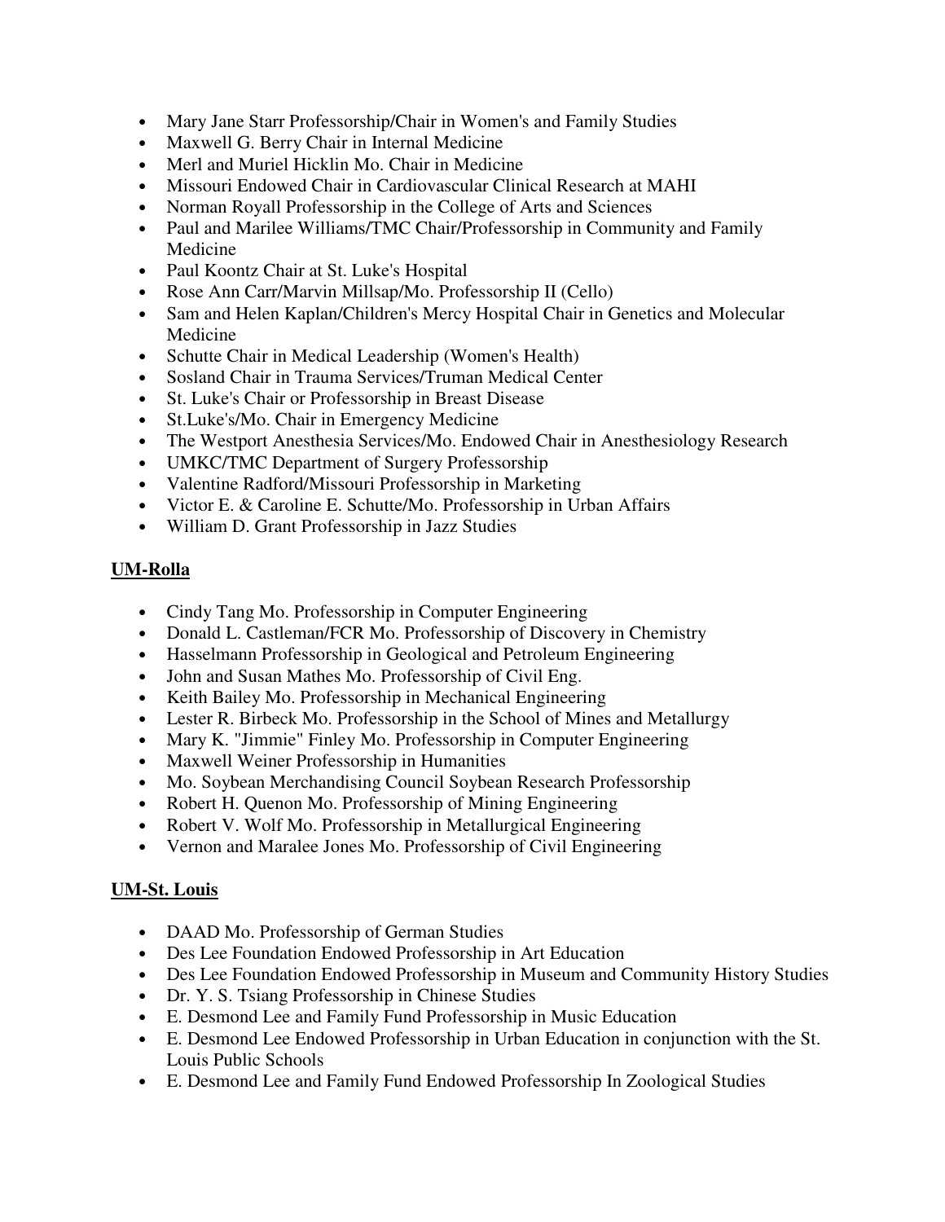- Mary Jane Starr Professorship/Chair in Women's and Family Studies
- Maxwell G. Berry Chair in Internal Medicine
- Merl and Muriel Hicklin Mo. Chair in Medicine
- Missouri Endowed Chair in Cardiovascular Clinical Research at MAHI
- Norman Royall Professorship in the College of Arts and Sciences
- Paul and Marilee Williams/TMC Chair/Professorship in Community and Family Medicine
- Paul Koontz Chair at St. Luke's Hospital
- Rose Ann Carr/Marvin Millsap/Mo. Professorship II (Cello)
- Sam and Helen Kaplan/Children's Mercy Hospital Chair in Genetics and Molecular Medicine
- Schutte Chair in Medical Leadership (Women's Health)
- Sosland Chair in Trauma Services/Truman Medical Center
- St. Luke's Chair or Professorship in Breast Disease
- St.Luke's/Mo. Chair in Emergency Medicine
- The Westport Anesthesia Services/Mo. Endowed Chair in Anesthesiology Research
- UMKC/TMC Department of Surgery Professorship
- Valentine Radford/Missouri Professorship in Marketing
- Victor E. & Caroline E. Schutte/Mo. Professorship in Urban Affairs
- William D. Grant Professorship in Jazz Studies

**UM-Rolla**

- Cindy Tang Mo. Professorship in Computer Engineering
- Donald L. Castleman/FCR Mo. Professorship of Discovery in Chemistry
- Hasselmann Professorship in Geological and Petroleum Engineering
- John and Susan Mathes Mo. Professorship of Civil Eng.
- Keith Bailey Mo. Professorship in Mechanical Engineering
- Lester R. Birbeck Mo. Professorship in the School of Mines and Metallurgy
- Mary K. "Jimmie" Finley Mo. Professorship in Computer Engineering
- Maxwell Weiner Professorship in Humanities
- Mo. Soybean Merchandising Council Soybean Research Professorship
- Robert H. Quenon Mo. Professorship of Mining Engineering
- Robert V. Wolf Mo. Professorship in Metallurgical Engineering
- Vernon and Maralee Jones Mo. Professorship of Civil Engineering

**UM-St. Louis**

- DAAD Mo. Professorship of German Studies
- Des Lee Foundation Endowed Professorship in Art Education
- Des Lee Foundation Endowed Professorship in Museum and Community History Studies
- Dr. Y. S. Tsiang Professorship in Chinese Studies
- E. Desmond Lee and Family Fund Professorship in Music Education
- E. Desmond Lee Endowed Professorship in Urban Education in conjunction with the St. Louis Public Schools
- E. Desmond Lee and Family Fund Endowed Professorship In Zoological Studies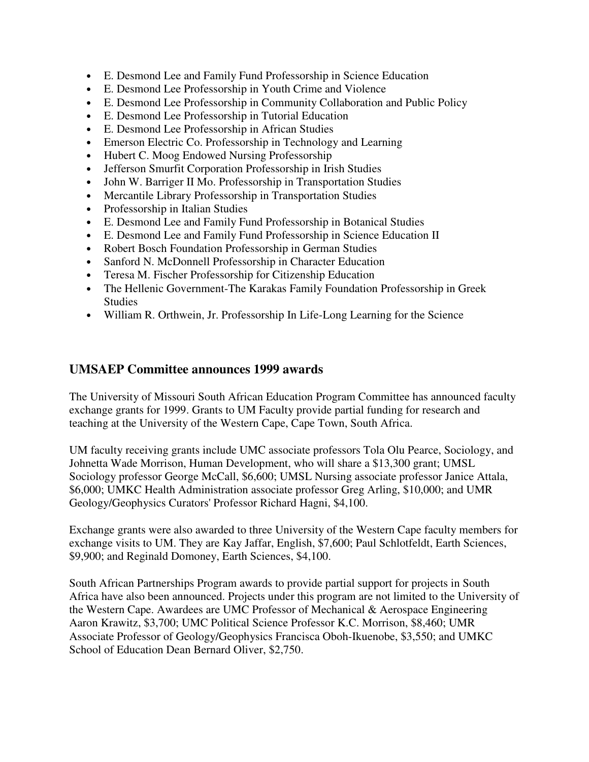- E. Desmond Lee and Family Fund Professorship in Science Education
- E. Desmond Lee Professorship in Youth Crime and Violence
- E. Desmond Lee Professorship in Community Collaboration and Public Policy
- E. Desmond Lee Professorship in Tutorial Education
- E. Desmond Lee Professorship in African Studies
- Emerson Electric Co. Professorship in Technology and Learning
- Hubert C. Moog Endowed Nursing Professorship
- Jefferson Smurfit Corporation Professorship in Irish Studies
- John W. Barriger II Mo. Professorship in Transportation Studies
- Mercantile Library Professorship in Transportation Studies
- Professorship in Italian Studies
- E. Desmond Lee and Family Fund Professorship in Botanical Studies
- E. Desmond Lee and Family Fund Professorship in Science Education II
- Robert Bosch Foundation Professorship in German Studies
- Sanford N. McDonnell Professorship in Character Education
- Teresa M. Fischer Professorship for Citizenship Education
- The Hellenic Government-The Karakas Family Foundation Professorship in Greek Studies
- William R. Orthwein, Jr. Professorship In Life-Long Learning for the Science

## UMSAEP Committee announces 1999 awards

The University of Missouri South African Education Program Committee has announced faculty exchange grants for 1999. Grants to UM Faculty provide partial funding for research and teaching at the University of the Western Cape, Cape Town, South Africa.

UM faculty receiving grants include UMC associate professors Tola Olu Pearce, Sociology, and Johnetta Wade Morrison, Human Development, who will share a $13,300 grant; UMSL Sociology professor George McCall, $6,600; UMSL Nursing associate professor Janice Attala, $6,000; UMKC Health Administration associate professor Greg Arling, $10,000; and UMR Geology/Geophysics Curators' Professor Richard Hagni, $4,100.

Exchange grants were also awarded to three University of the Western Cape faculty members for exchange visits to UM. They are Kay Jaffar, English, $7,600; Paul Schlotfeldt, Earth Sciences, $9,900; and Reginald Domoney, Earth Sciences, $4,100.

South African Partnerships Program awards to provide partial support for projects in South Africa have also been announced. Projects under this program are not limited to the University of the Western Cape. Awardees are UMC Professor of Mechanical & Aerospace Engineering Aaron Krawitz, $3,700; UMC Political Science Professor K.C. Morrison, $8,460; UMR Associate Professor of Geology/Geophysics Francisca Oboh-Ikuenobe, $3,550; and UMKC School of Education Dean Bernard Oliver, $2,750.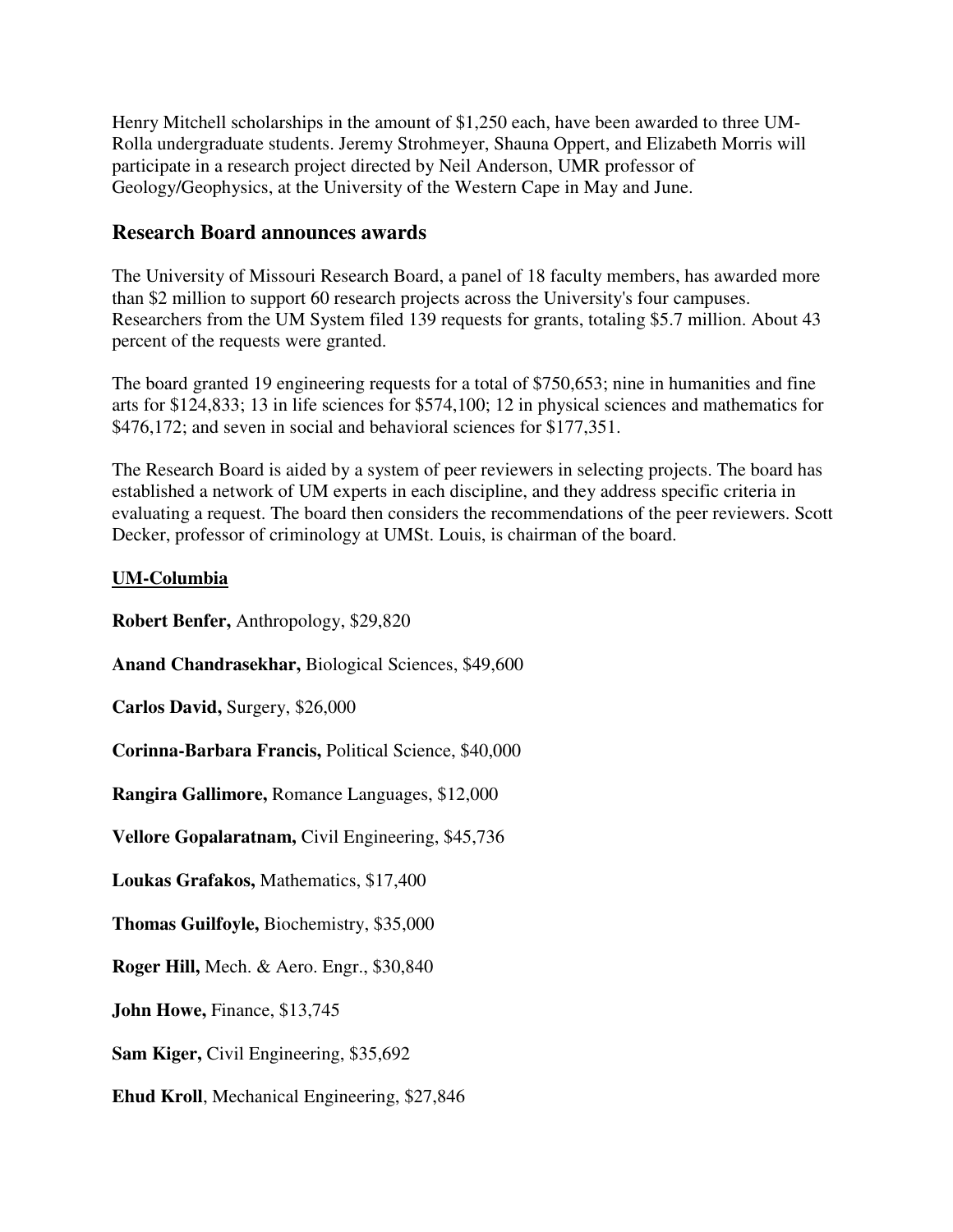Henry Mitchell scholarships in the amount of $1,250 each, have been awarded to three UM-Rolla undergraduate students. Jeremy Strohmeyer, Shauna Oppert, and Elizabeth Morris will participate in a research project directed by Neil Anderson, UMR professor of Geology/Geophysics, at the University of the Western Cape in May and June.

## Research Board announces awards

The University of Missouri Research Board, a panel of 18 faculty members, has awarded more than $2 million to support 60 research projects across the University's four campuses. Researchers from the UM System filed 139 requests for grants, totaling $5.7 million. About 43 percent of the requests were granted.

The board granted 19 engineering requests for a total of $750,653; nine in humanities and fine arts for $124,833; 13 in life sciences for $574,100; 12 in physical sciences and mathematics for $476,172; and seven in social and behavioral sciences for $177,351.

The Research Board is aided by a system of peer reviewers in selecting projects. The board has established a network of UM experts in each discipline, and they address specific criteria in evaluating a request. The board then considers the recommendations of the peer reviewers. Scott Decker, professor of criminology at UMSt. Louis, is chairman of the board.

**UM-Columbia**

**Robert Benfer,** Anthropology, $29,820

**Anand Chandrasekhar,** Biological Sciences, $49,600

**Carlos David,** Surgery, $26,000

**Corinna-Barbara Francis,** Political Science, $40,000

**Rangira Gallimore,** Romance Languages, $12,000

**Vellore Gopalaratnam,** Civil Engineering, $45,736

**Loukas Grafakos,** Mathematics, $17,400

**Thomas Guilfoyle,** Biochemistry, $35,000

**Roger Hill,** Mech. & Aero. Engr., $30,840

**John Howe,** Finance, $13,745

**Sam Kiger,** Civil Engineering, $35,692

**Ehud Kroll**, Mechanical Engineering, $27,846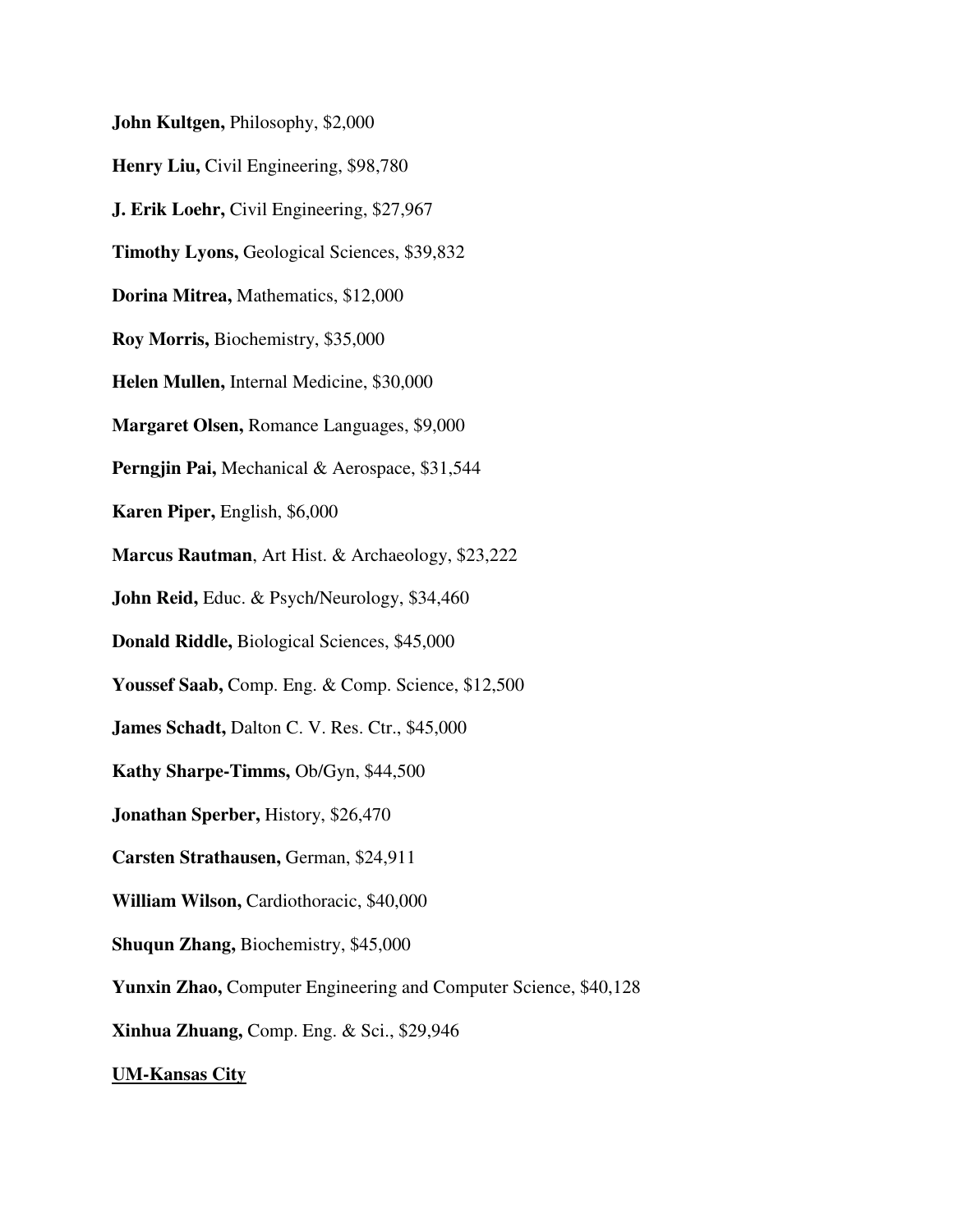**John Kultgen,** Philosophy, $2,000

**Henry Liu,** Civil Engineering, $98,780

**J. Erik Loehr,** Civil Engineering, $27,967

**Timothy Lyons,** Geological Sciences, $39,832

**Dorina Mitrea,** Mathematics, $12,000

**Roy Morris,** Biochemistry, $35,000

**Helen Mullen,** Internal Medicine, $30,000

**Margaret Olsen,** Romance Languages, $9,000

**Perngjin Pai,** Mechanical & Aerospace, $31,544

**Karen Piper,** English, $6,000

**Marcus Rautman**, Art Hist. & Archaeology, $23,222

**John Reid,** Educ. & Psych/Neurology, $34,460

**Donald Riddle,** Biological Sciences, $45,000

**Youssef Saab,** Comp. Eng. & Comp. Science, $12,500

**James Schadt,** Dalton C. V. Res. Ctr., $45,000

**Kathy Sharpe-Timms,** Ob/Gyn, $44,500

**Jonathan Sperber,** History, $26,470

**Carsten Strathausen,** German, $24,911

**William Wilson,** Cardiothoracic, $40,000

**Shuqun Zhang,** Biochemistry, $45,000

**Yunxin Zhao,** Computer Engineering and Computer Science, $40,128

**Xinhua Zhuang,** Comp. Eng. & Sci., $29,946

**<u>UM-Kansas City</u>**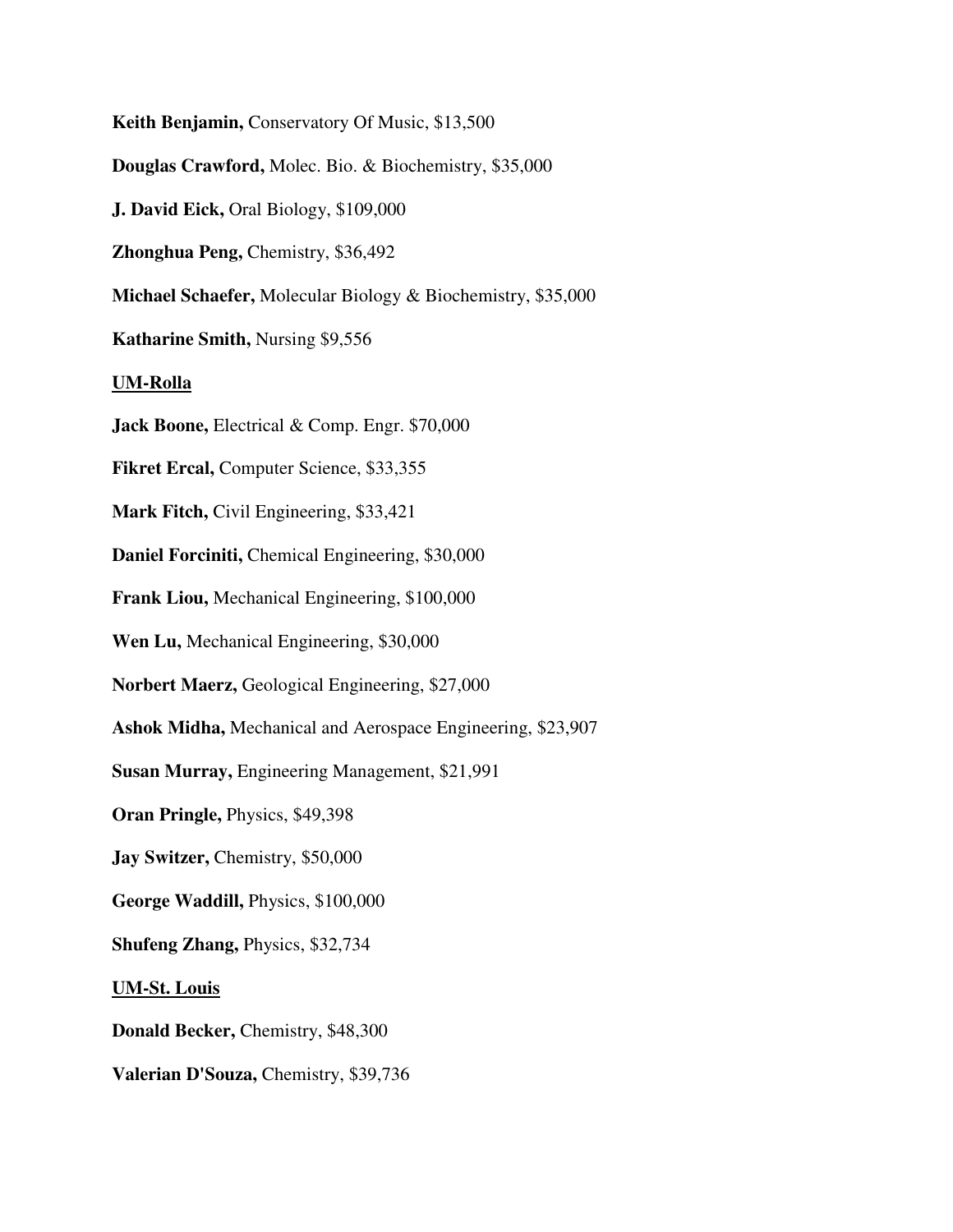**Keith Benjamin,** Conservatory Of Music, $13,500

**Douglas Crawford,** Molec. Bio. & Biochemistry, $35,000

**J. David Eick,** Oral Biology, $109,000

**Zhonghua Peng,** Chemistry, $36,492

**Michael Schaefer,** Molecular Biology & Biochemistry, $35,000

**Katharine Smith,** Nursing $9,556

**<u>UM-Rolla</u>**

**Jack Boone,** Electrical & Comp. Engr. $70,000

**Fikret Ercal,** Computer Science, $33,355

**Mark Fitch,** Civil Engineering, $33,421

**Daniel Forciniti,** Chemical Engineering, $30,000

**Frank Liou,** Mechanical Engineering, $100,000

**Wen Lu,** Mechanical Engineering, $30,000

**Norbert Maerz,** Geological Engineering, $27,000

**Ashok Midha,** Mechanical and Aerospace Engineering, $23,907

**Susan Murray,** Engineering Management, $21,991

**Oran Pringle,** Physics, $49,398

**Jay Switzer,** Chemistry, $50,000

**George Waddill,** Physics, $100,000

**Shufeng Zhang,** Physics, $32,734

**<u>UM-St. Louis</u>**

**Donald Becker,** Chemistry, $48,300

**Valerian D'Souza,** Chemistry, $39,736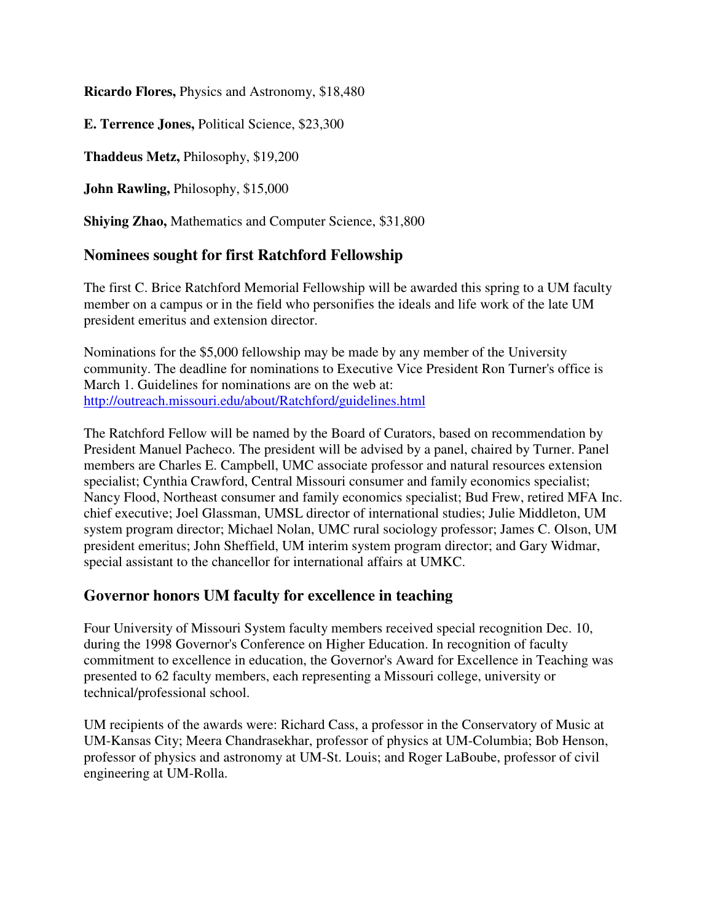**Ricardo Flores,** Physics and Astronomy, $18,480

**E. Terrence Jones,** Political Science, $23,300

**Thaddeus Metz,** Philosophy, $19,200

**John Rawling,** Philosophy, $15,000

**Shiying Zhao,** Mathematics and Computer Science, $31,800

## Nominees sought for first Ratchford Fellowship

The first C. Brice Ratchford Memorial Fellowship will be awarded this spring to a UM faculty member on a campus or in the field who personifies the ideals and life work of the late UM president emeritus and extension director.

Nominations for the $5,000 fellowship may be made by any member of the University community. The deadline for nominations to Executive Vice President Ron Turner's office is March 1. Guidelines for nominations are on the web at: http://outreach.missouri.edu/about/Ratchford/guidelines.html

The Ratchford Fellow will be named by the Board of Curators, based on recommendation by President Manuel Pacheco. The president will be advised by a panel, chaired by Turner. Panel members are Charles E. Campbell, UMC associate professor and natural resources extension specialist; Cynthia Crawford, Central Missouri consumer and family economics specialist; Nancy Flood, Northeast consumer and family economics specialist; Bud Frew, retired MFA Inc. chief executive; Joel Glassman, UMSL director of international studies; Julie Middleton, UM system program director; Michael Nolan, UMC rural sociology professor; James C. Olson, UM president emeritus; John Sheffield, UM interim system program director; and Gary Widmar, special assistant to the chancellor for international affairs at UMKC.

## Governor honors UM faculty for excellence in teaching

Four University of Missouri System faculty members received special recognition Dec. 10, during the 1998 Governor's Conference on Higher Education. In recognition of faculty commitment to excellence in education, the Governor's Award for Excellence in Teaching was presented to 62 faculty members, each representing a Missouri college, university or technical/professional school.

UM recipients of the awards were: Richard Cass, a professor in the Conservatory of Music at UM-Kansas City; Meera Chandrasekhar, professor of physics at UM-Columbia; Bob Henson, professor of physics and astronomy at UM-St. Louis; and Roger LaBoube, professor of civil engineering at UM-Rolla.